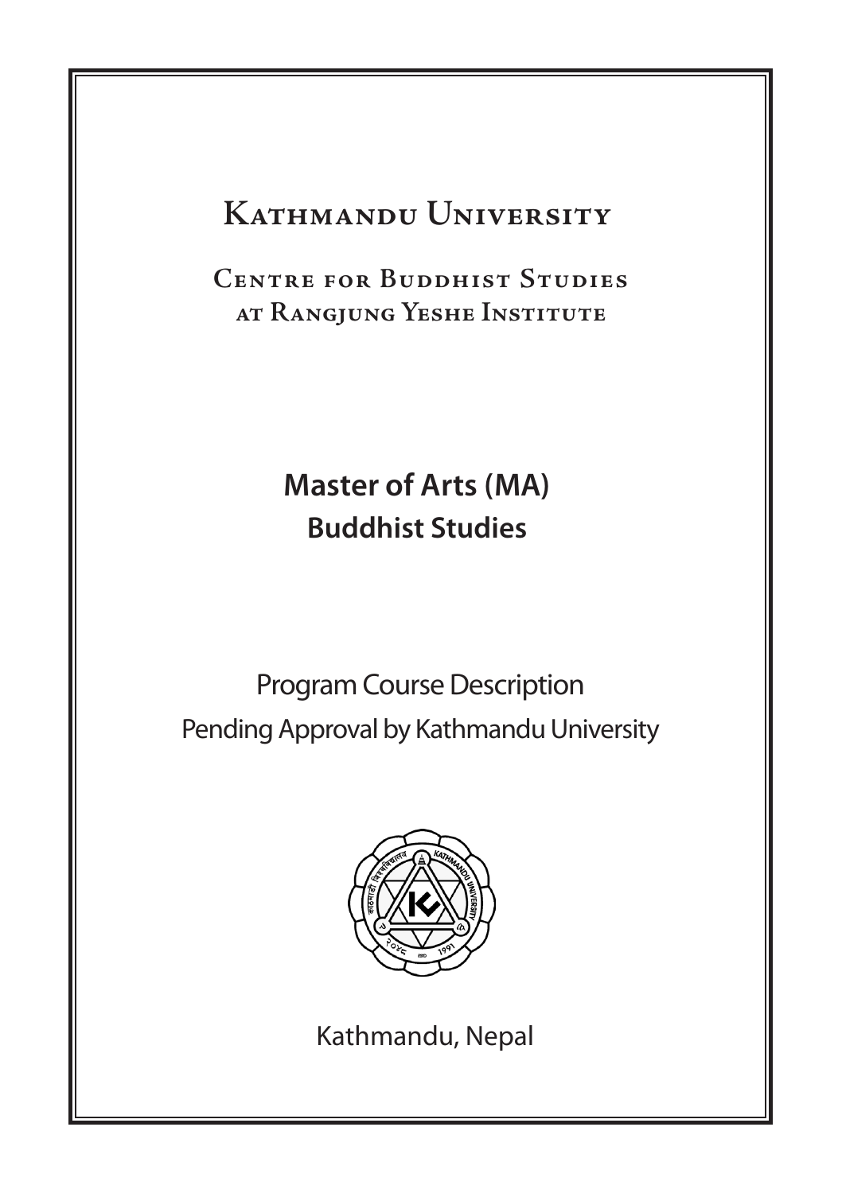# Kathmandu University

## Centre for Buddhist Studies at Rangjung Yeshe Institute

# Master of Arts (MA)
## Buddhist Studies

Program Course Description

Pending Approval by Kathmandu University

Kathmandu, Nepal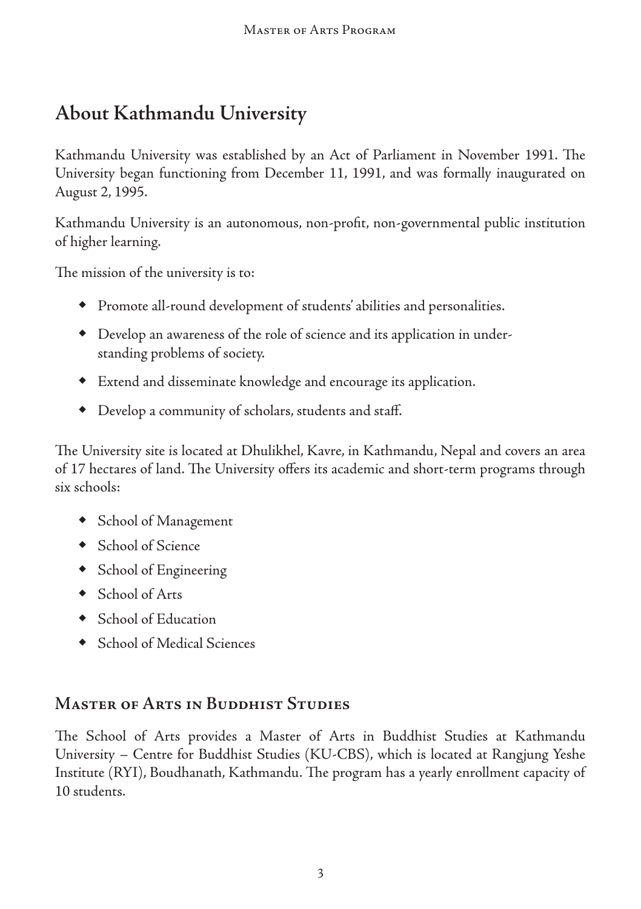## About Kathmandu University

Kathmandu University was established by an Act of Parliament in November 1991. The University began functioning from December 11, 1991, and was formally inaugurated on August 2, 1995.

Kathmandu University is an autonomous, non-profit, non-governmental public institution of higher learning.

The mission of the university is to:

- Promote all-round development of students' abilities and personalities.
- Develop an awareness of the role of science and its application in understanding problems of society.
- Extend and disseminate knowledge and encourage its application.
- Develop a community of scholars, students and staff.

The University site is located at Dhulikhel, Kavre, in Kathmandu, Nepal and covers an area of 17 hectares of land. The University offers its academic and short-term programs through six schools:

- School of Management
- School of Science
- School of Engineering
- School of Arts
- School of Education
- School of Medical Sciences

### Master of Arts in Buddhist Studies

The School of Arts provides a Master of Arts in Buddhist Studies at Kathmandu University – Centre for Buddhist Studies (KU-CBS), which is located at Rangjung Yeshe Institute (RYI), Boudhanath, Kathmandu. The program has a yearly enrollment capacity of 10 students.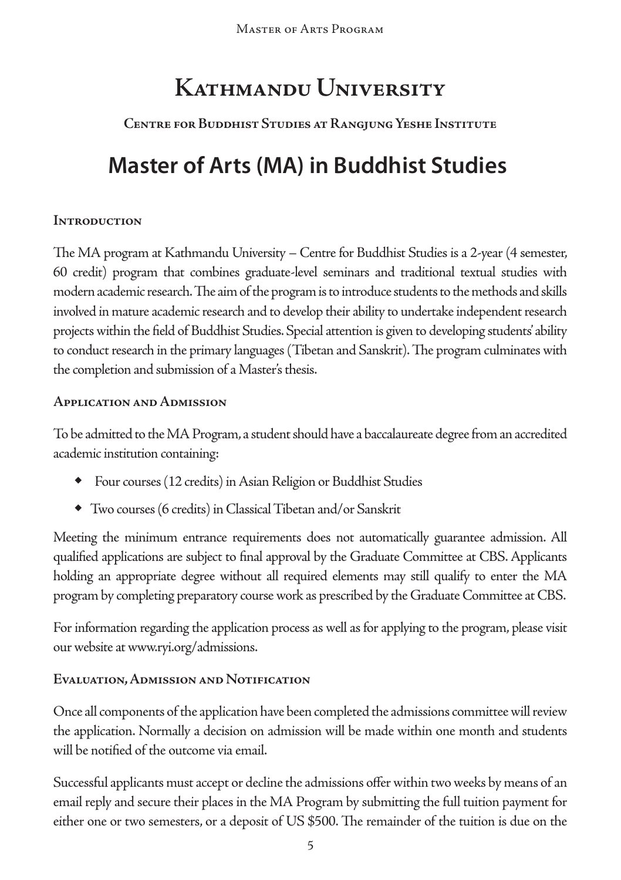# Kathmandu University

**Centre for Buddhist Studies at Rangjung Yeshe Institute**

# Master of Arts (MA) in Buddhist Studies

## Introduction

The MA program at Kathmandu University – Centre for Buddhist Studies is a 2-year (4 semester, 60 credit) program that combines graduate-level seminars and traditional textual studies with modern academic research. The aim of the program is to introduce students to the methods and skills involved in mature academic research and to develop their ability to undertake independent research projects within the field of Buddhist Studies. Special attention is given to developing students' ability to conduct research in the primary languages (Tibetan and Sanskrit). The program culminates with the completion and submission of a Master's thesis.

## Application and Admission

To be admitted to the MA Program, a student should have a baccalaureate degree from an accredited academic institution containing:

- Four courses (12 credits) in Asian Religion or Buddhist Studies
- Two courses (6 credits) in Classical Tibetan and/or Sanskrit

Meeting the minimum entrance requirements does not automatically guarantee admission. All qualified applications are subject to final approval by the Graduate Committee at CBS. Applicants holding an appropriate degree without all required elements may still qualify to enter the MA program by completing preparatory course work as prescribed by the Graduate Committee at CBS.

For information regarding the application process as well as for applying to the program, please visit our website at www.ryi.org/admissions.

## Evaluation, Admission and Notification

Once all components of the application have been completed the admissions committee will review the application. Normally a decision on admission will be made within one month and students will be notified of the outcome via email.

Successful applicants must accept or decline the admissions offer within two weeks by means of an email reply and secure their places in the MA Program by submitting the full tuition payment for either one or two semesters, or a deposit of US $500. The remainder of the tuition is due on the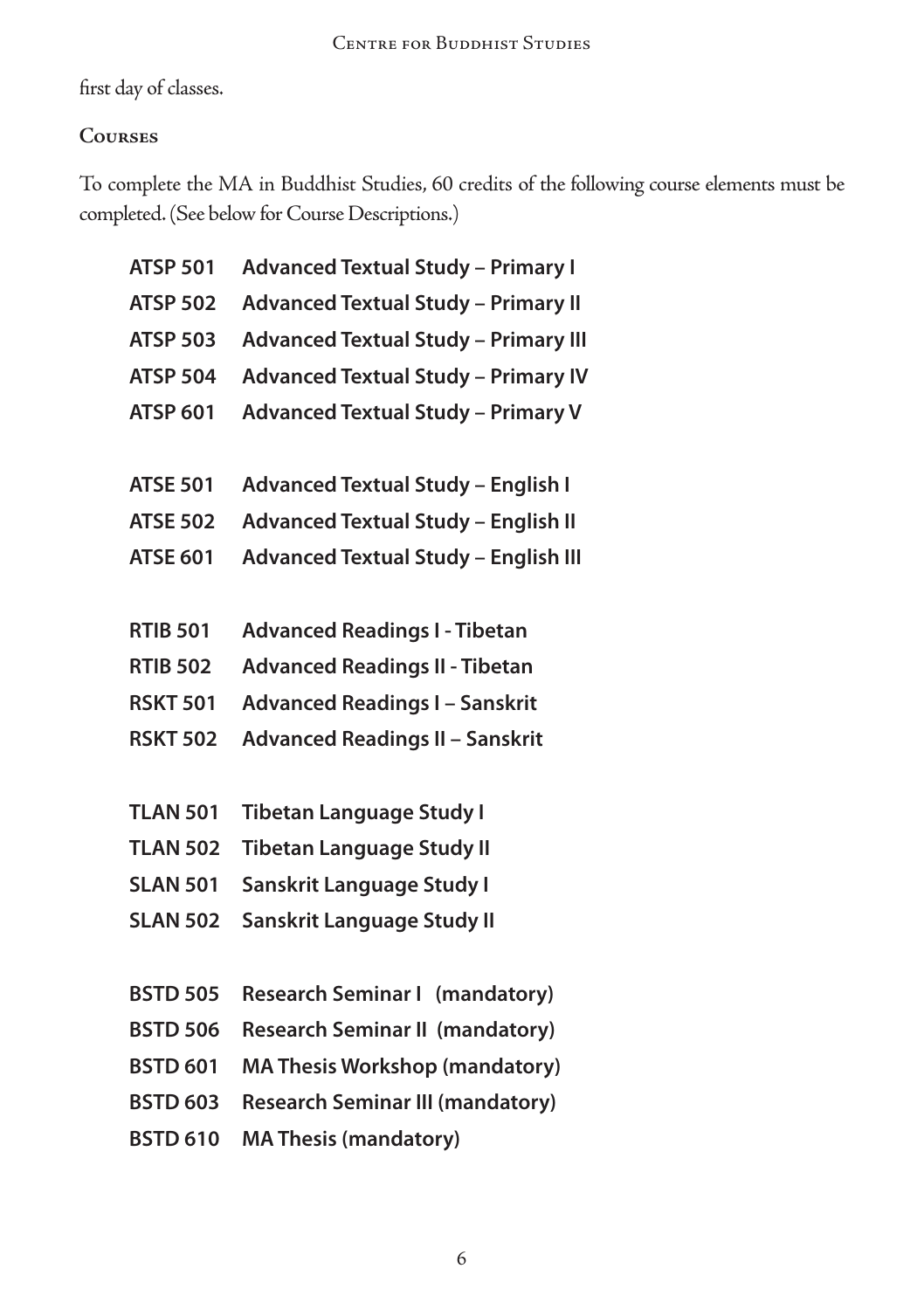first day of classes.

## Courses

To complete the MA in Buddhist Studies, 60 credits of the following course elements must be completed. (See below for Course Descriptions.)

**ATSP 501 Advanced Textual Study – Primary I**
**ATSP 502 Advanced Textual Study – Primary II**
**ATSP 503 Advanced Textual Study – Primary III**
**ATSP 504 Advanced Textual Study – Primary IV**
**ATSP 601 Advanced Textual Study – Primary V**

**ATSE 501 Advanced Textual Study – English I**
**ATSE 502 Advanced Textual Study – English II**
**ATSE 601 Advanced Textual Study – English III**

**RTIB 501 Advanced Readings I - Tibetan**
**RTIB 502 Advanced Readings II - Tibetan**
**RSKT 501 Advanced Readings I – Sanskrit**
**RSKT 502 Advanced Readings II – Sanskrit**

**TLAN 501 Tibetan Language Study I**
**TLAN 502 Tibetan Language Study II**
**SLAN 501 Sanskrit Language Study I**
**SLAN 502 Sanskrit Language Study II**

**BSTD 505 Research Seminar I (mandatory)**
**BSTD 506 Research Seminar II (mandatory)**
**BSTD 601 MA Thesis Workshop (mandatory)**
**BSTD 603 Research Seminar III (mandatory)**
**BSTD 610 MA Thesis (mandatory)**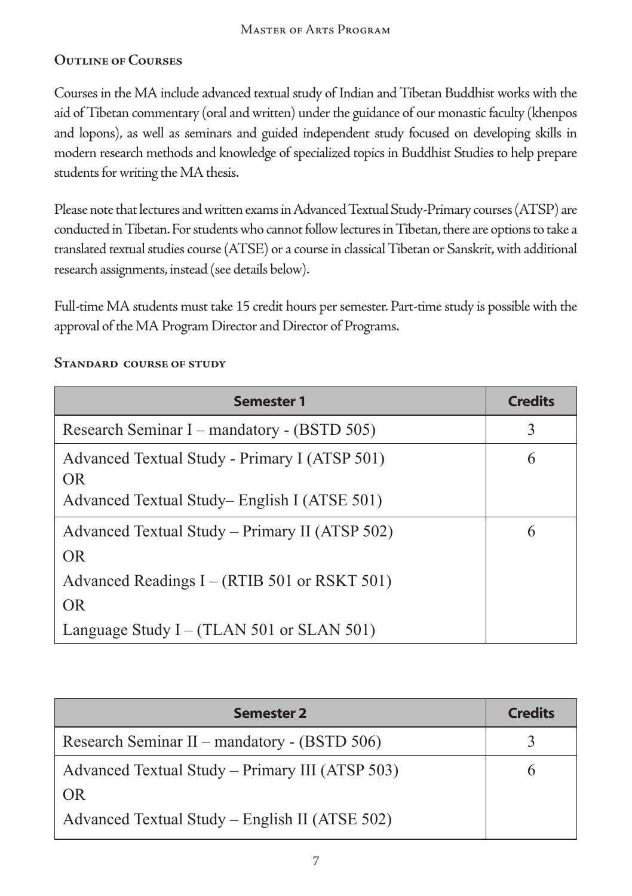## Outline of Courses

Courses in the MA include advanced textual study of Indian and Tibetan Buddhist works with the aid of Tibetan commentary (oral and written) under the guidance of our monastic faculty (khenpos and lopons), as well as seminars and guided independent study focused on developing skills in modern research methods and knowledge of specialized topics in Buddhist Studies to help prepare students for writing the MA thesis.

Please note that lectures and written exams in Advanced Textual Study-Primary courses (ATSP) are conducted in Tibetan. For students who cannot follow lectures in Tibetan, there are options to take a translated textual studies course (ATSE) or a course in classical Tibetan or Sanskrit, with additional research assignments, instead (see details below).

Full-time MA students must take 15 credit hours per semester. Part-time study is possible with the approval of the MA Program Director and Director of Programs.

### Standard course of study

| Semester 1 | Credits |
|---|---|
| Research Seminar I – mandatory - (BSTD 505) | 3 |
| Advanced Textual Study - Primary I (ATSP 501)<br>OR<br>Advanced Textual Study– English I (ATSE 501) | 6 |
| Advanced Textual Study – Primary II (ATSP 502)<br>OR<br>Advanced Readings I – (RTIB 501 or RSKT 501)<br>OR<br>Language Study I – (TLAN 501 or SLAN 501) | 6 |

| Semester 2 | Credits |
|---|---|
| Research Seminar II – mandatory - (BSTD 506) | 3 |
| Advanced Textual Study – Primary III (ATSP 503)<br>OR<br>Advanced Textual Study – English II (ATSE 502) | 6 |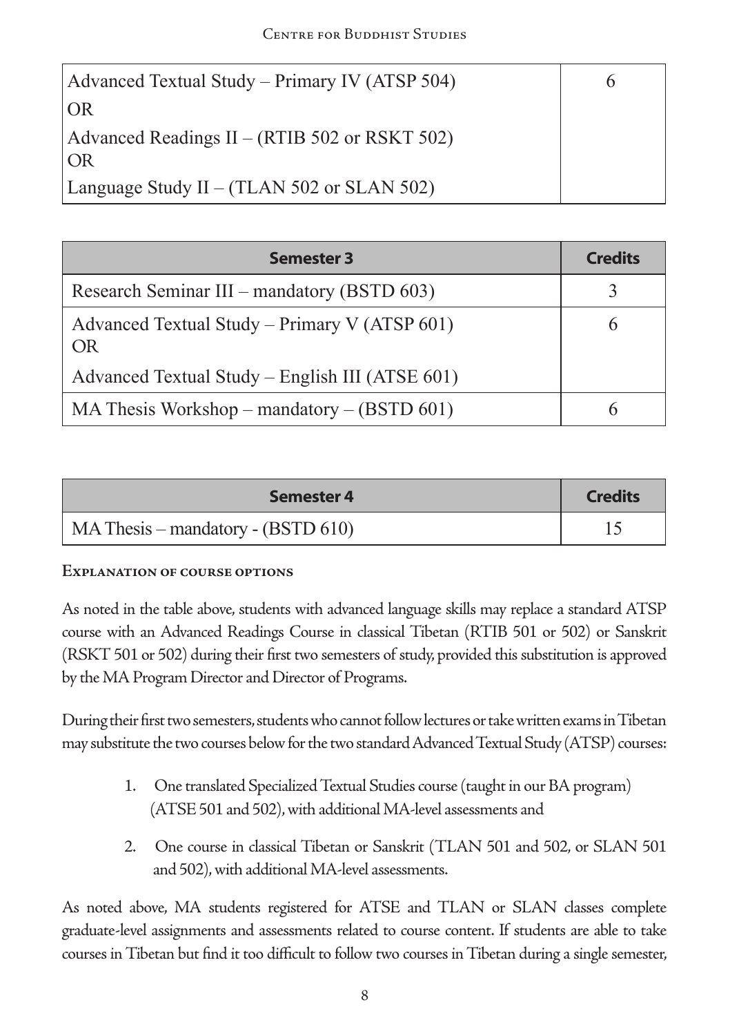| | |
|---|---|
| Advanced Textual Study – Primary IV (ATSP 504)<br>OR<br>Advanced Readings II – (RTIB 502 or RSKT 502)<br>OR<br>Language Study II – (TLAN 502 or SLAN 502) | 6 |

| Semester 3 | Credits |
|---|---|
| Research Seminar III – mandatory (BSTD 603) | 3 |
| Advanced Textual Study – Primary V (ATSP 601)<br>OR<br>Advanced Textual Study – English III (ATSE 601) | 6 |
| MA Thesis Workshop – mandatory – (BSTD 601) | 6 |

| Semester 4 | Credits |
|---|---|
| MA Thesis – mandatory - (BSTD 610) | 15 |

### Explanation of course options

As noted in the table above, students with advanced language skills may replace a standard ATSP course with an Advanced Readings Course in classical Tibetan (RTIB 501 or 502) or Sanskrit (RSKT 501 or 502) during their first two semesters of study, provided this substitution is approved by the MA Program Director and Director of Programs.

During their first two semesters, students who cannot follow lectures or take written exams in Tibetan may substitute the two courses below for the two standard Advanced Textual Study (ATSP) courses:

1. One translated Specialized Textual Studies course (taught in our BA program) (ATSE 501 and 502), with additional MA-level assessments and
2. One course in classical Tibetan or Sanskrit (TLAN 501 and 502, or SLAN 501 and 502), with additional MA-level assessments.

As noted above, MA students registered for ATSE and TLAN or SLAN classes complete graduate-level assignments and assessments related to course content. If students are able to take courses in Tibetan but find it too difficult to follow two courses in Tibetan during a single semester,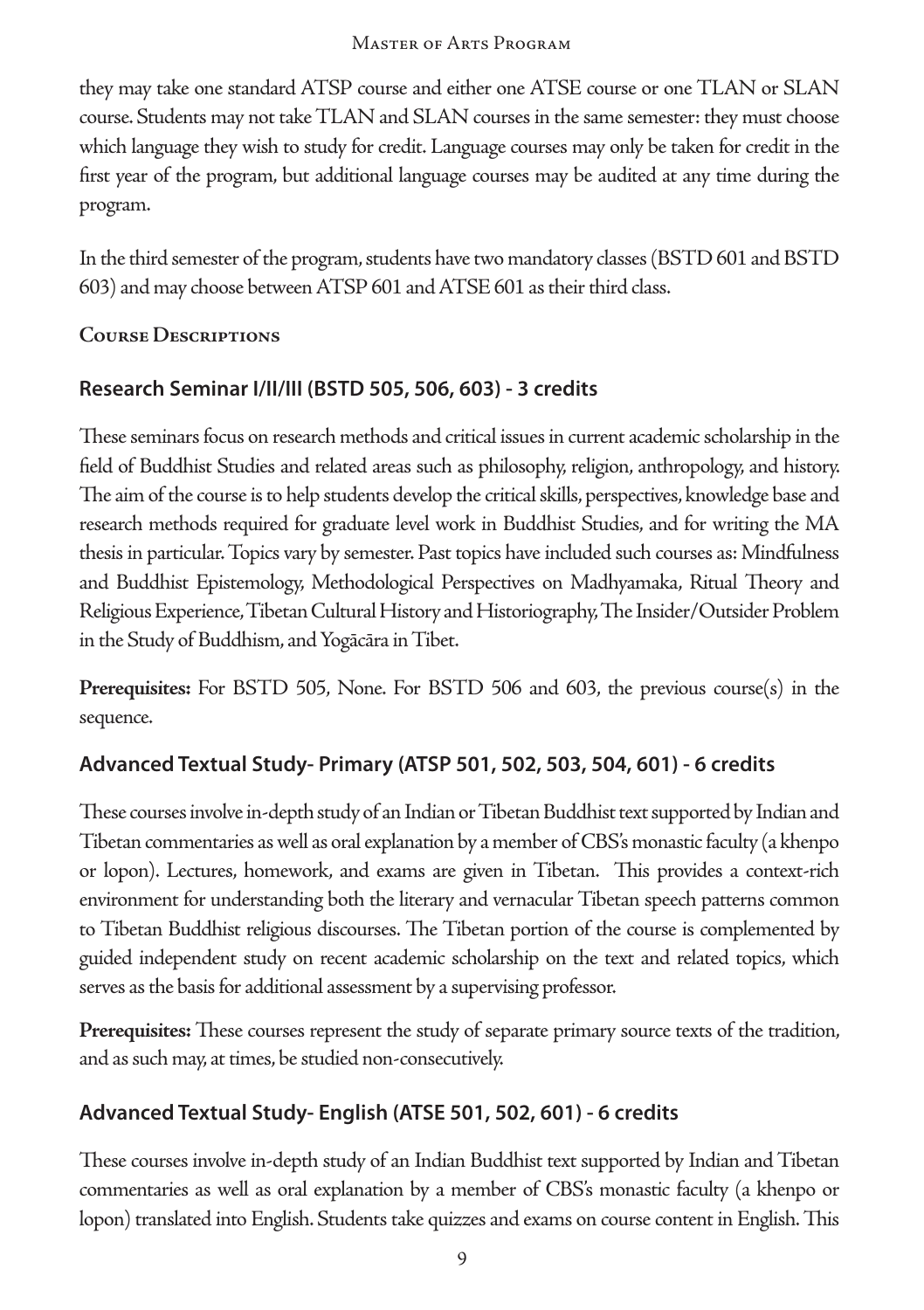they may take one standard ATSP course and either one ATSE course or one TLAN or SLAN course. Students may not take TLAN and SLAN courses in the same semester: they must choose which language they wish to study for credit. Language courses may only be taken for credit in the first year of the program, but additional language courses may be audited at any time during the program.

In the third semester of the program, students have two mandatory classes (BSTD 601 and BSTD 603) and may choose between ATSP 601 and ATSE 601 as their third class.

## Course Descriptions

### Research Seminar I/II/III (BSTD 505, 506, 603) - 3 credits

These seminars focus on research methods and critical issues in current academic scholarship in the field of Buddhist Studies and related areas such as philosophy, religion, anthropology, and history. The aim of the course is to help students develop the critical skills, perspectives, knowledge base and research methods required for graduate level work in Buddhist Studies, and for writing the MA thesis in particular. Topics vary by semester. Past topics have included such courses as: Mindfulness and Buddhist Epistemology, Methodological Perspectives on Madhyamaka, Ritual Theory and Religious Experience, Tibetan Cultural History and Historiography, The Insider/Outsider Problem in the Study of Buddhism, and Yogācāra in Tibet.

**Prerequisites:** For BSTD 505, None. For BSTD 506 and 603, the previous course(s) in the sequence.

### Advanced Textual Study- Primary (ATSP 501, 502, 503, 504, 601) - 6 credits

These courses involve in-depth study of an Indian or Tibetan Buddhist text supported by Indian and Tibetan commentaries as well as oral explanation by a member of CBS's monastic faculty (a khenpo or lopon). Lectures, homework, and exams are given in Tibetan. This provides a context-rich environment for understanding both the literary and vernacular Tibetan speech patterns common to Tibetan Buddhist religious discourses. The Tibetan portion of the course is complemented by guided independent study on recent academic scholarship on the text and related topics, which serves as the basis for additional assessment by a supervising professor.

**Prerequisites:** These courses represent the study of separate primary source texts of the tradition, and as such may, at times, be studied non-consecutively.

### Advanced Textual Study- English (ATSE 501, 502, 601) - 6 credits

These courses involve in-depth study of an Indian Buddhist text supported by Indian and Tibetan commentaries as well as oral explanation by a member of CBS's monastic faculty (a khenpo or lopon) translated into English. Students take quizzes and exams on course content in English. This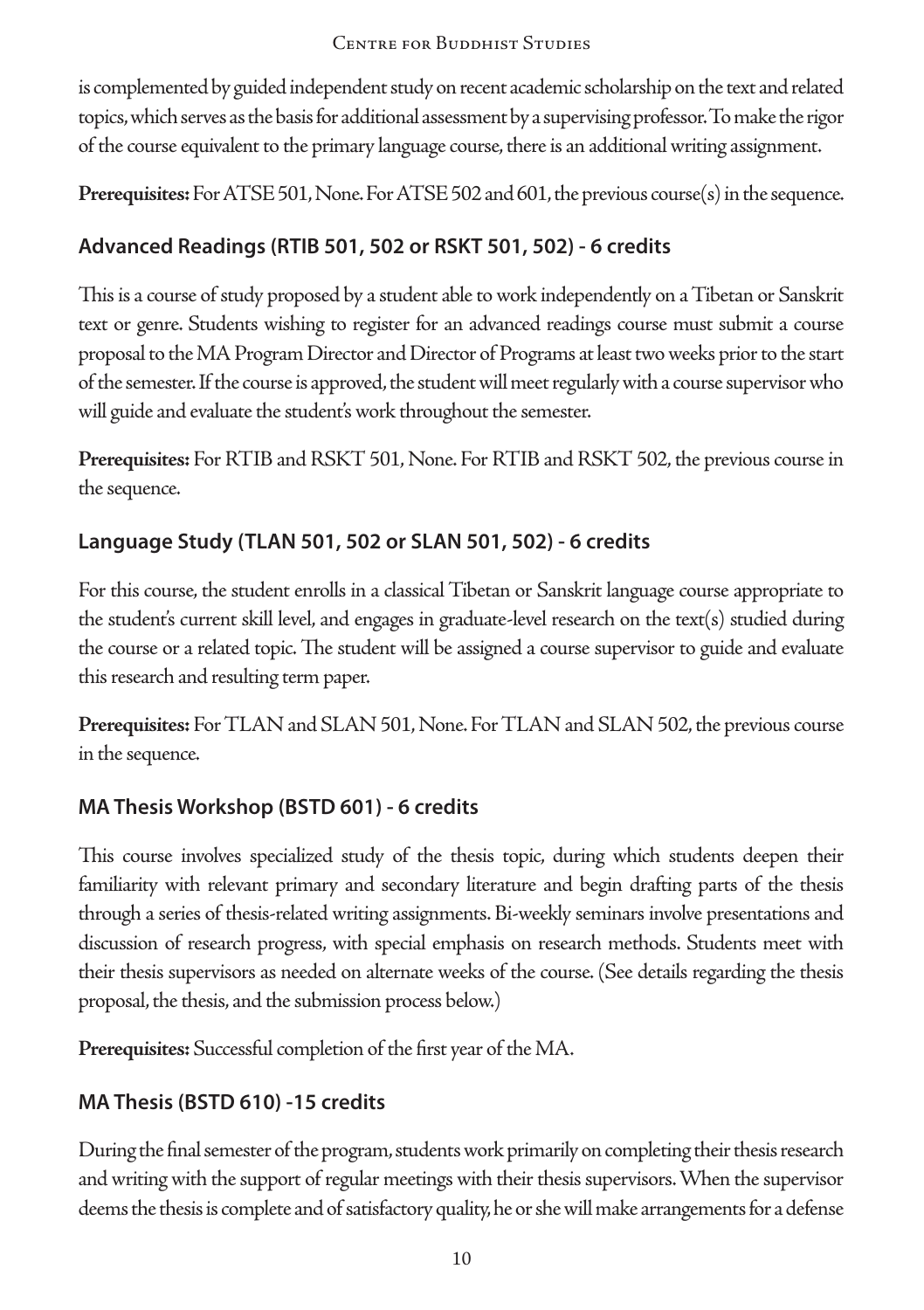is complemented by guided independent study on recent academic scholarship on the text and related topics, which serves as the basis for additional assessment by a supervising professor. To make the rigor of the course equivalent to the primary language course, there is an additional writing assignment.

**Prerequisites:** For ATSE 501, None. For ATSE 502 and 601, the previous course(s) in the sequence.

### Advanced Readings (RTIB 501, 502 or RSKT 501, 502) - 6 credits

This is a course of study proposed by a student able to work independently on a Tibetan or Sanskrit text or genre. Students wishing to register for an advanced readings course must submit a course proposal to the MA Program Director and Director of Programs at least two weeks prior to the start of the semester. If the course is approved, the student will meet regularly with a course supervisor who will guide and evaluate the student's work throughout the semester.

**Prerequisites:** For RTIB and RSKT 501, None. For RTIB and RSKT 502, the previous course in the sequence.

### Language Study (TLAN 501, 502 or SLAN 501, 502) - 6 credits

For this course, the student enrolls in a classical Tibetan or Sanskrit language course appropriate to the student's current skill level, and engages in graduate-level research on the text(s) studied during the course or a related topic. The student will be assigned a course supervisor to guide and evaluate this research and resulting term paper.

**Prerequisites:** For TLAN and SLAN 501, None. For TLAN and SLAN 502, the previous course in the sequence.

### MA Thesis Workshop (BSTD 601) - 6 credits

This course involves specialized study of the thesis topic, during which students deepen their familiarity with relevant primary and secondary literature and begin drafting parts of the thesis through a series of thesis-related writing assignments. Bi-weekly seminars involve presentations and discussion of research progress, with special emphasis on research methods. Students meet with their thesis supervisors as needed on alternate weeks of the course. (See details regarding the thesis proposal, the thesis, and the submission process below.)

**Prerequisites:** Successful completion of the first year of the MA.

### MA Thesis (BSTD 610) -15 credits

During the final semester of the program, students work primarily on completing their thesis research and writing with the support of regular meetings with their thesis supervisors. When the supervisor deems the thesis is complete and of satisfactory quality, he or she will make arrangements for a defense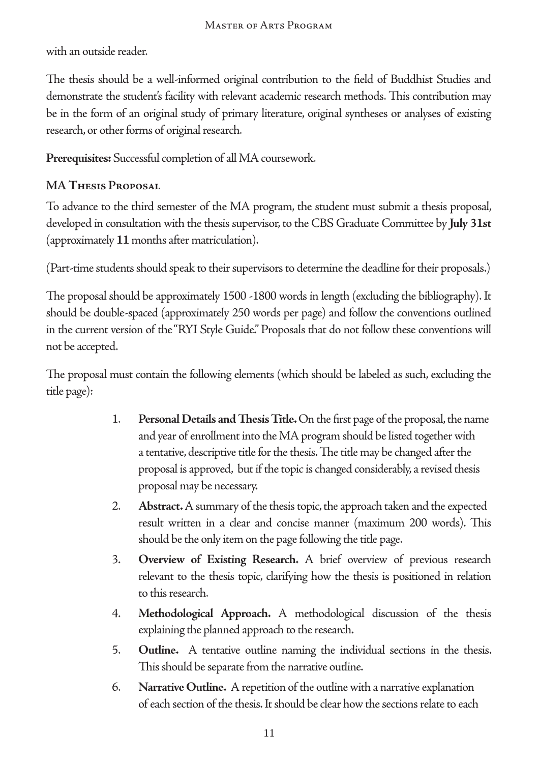with an outside reader.

The thesis should be a well-informed original contribution to the field of Buddhist Studies and demonstrate the student's facility with relevant academic research methods. This contribution may be in the form of an original study of primary literature, original syntheses or analyses of existing research, or other forms of original research.

**Prerequisites:** Successful completion of all MA coursework.

### MA Thesis Proposal

To advance to the third semester of the MA program, the student must submit a thesis proposal, developed in consultation with the thesis supervisor, to the CBS Graduate Committee by **July 31st** (approximately **11** months after matriculation).

(Part-time students should speak to their supervisors to determine the deadline for their proposals.)

The proposal should be approximately 1500 -1800 words in length (excluding the bibliography). It should be double-spaced (approximately 250 words per page) and follow the conventions outlined in the current version of the "RYI Style Guide." Proposals that do not follow these conventions will not be accepted.

The proposal must contain the following elements (which should be labeled as such, excluding the title page):

1. **Personal Details and Thesis Title.** On the first page of the proposal, the name and year of enrollment into the MA program should be listed together with a tentative, descriptive title for the thesis. The title may be changed after the proposal is approved, but if the topic is changed considerably, a revised thesis proposal may be necessary.
2. **Abstract.** A summary of the thesis topic, the approach taken and the expected result written in a clear and concise manner (maximum 200 words). This should be the only item on the page following the title page.
3. **Overview of Existing Research.** A brief overview of previous research relevant to the thesis topic, clarifying how the thesis is positioned in relation to this research.
4. **Methodological Approach.** A methodological discussion of the thesis explaining the planned approach to the research.
5. **Outline.** A tentative outline naming the individual sections in the thesis. This should be separate from the narrative outline.
6. **Narrative Outline.** A repetition of the outline with a narrative explanation of each section of the thesis. It should be clear how the sections relate to each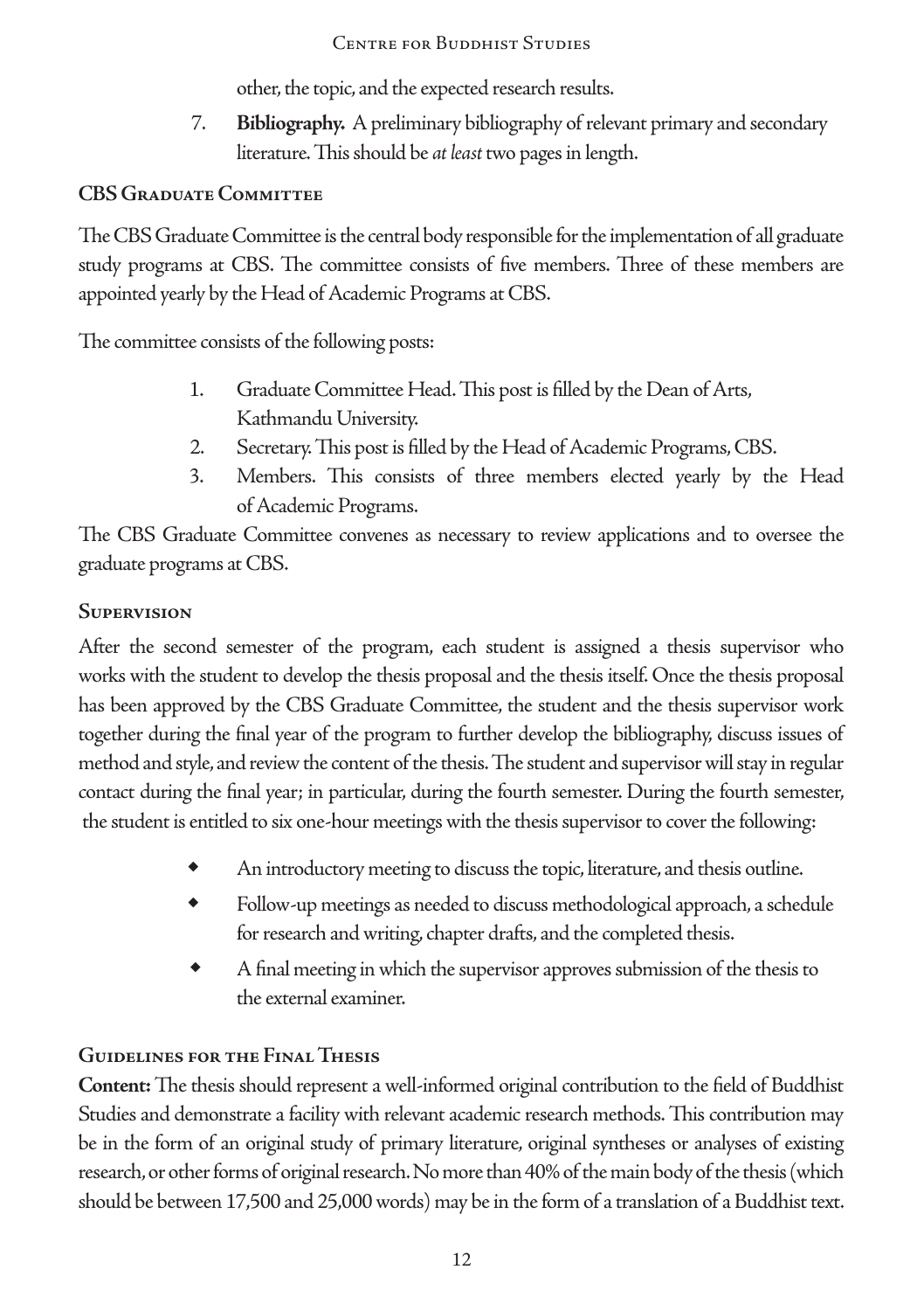other, the topic, and the expected research results.

7. **Bibliography.** A preliminary bibliography of relevant primary and secondary literature. This should be *at least* two pages in length.

### CBS Graduate Committee

The CBS Graduate Committee is the central body responsible for the implementation of all graduate study programs at CBS. The committee consists of five members. Three of these members are appointed yearly by the Head of Academic Programs at CBS.

The committee consists of the following posts:

1. Graduate Committee Head. This post is filled by the Dean of Arts, Kathmandu University.
2. Secretary. This post is filled by the Head of Academic Programs, CBS.
3. Members. This consists of three members elected yearly by the Head of Academic Programs.

The CBS Graduate Committee convenes as necessary to review applications and to oversee the graduate programs at CBS.

### Supervision

After the second semester of the program, each student is assigned a thesis supervisor who works with the student to develop the thesis proposal and the thesis itself. Once the thesis proposal has been approved by the CBS Graduate Committee, the student and the thesis supervisor work together during the final year of the program to further develop the bibliography, discuss issues of method and style, and review the content of the thesis. The student and supervisor will stay in regular contact during the final year; in particular, during the fourth semester. During the fourth semester, the student is entitled to six one-hour meetings with the thesis supervisor to cover the following:

- An introductory meeting to discuss the topic, literature, and thesis outline.
- Follow-up meetings as needed to discuss methodological approach, a schedule for research and writing, chapter drafts, and the completed thesis.
- A final meeting in which the supervisor approves submission of the thesis to the external examiner.

### Guidelines for the Final Thesis

**Content:** The thesis should represent a well-informed original contribution to the field of Buddhist Studies and demonstrate a facility with relevant academic research methods. This contribution may be in the form of an original study of primary literature, original syntheses or analyses of existing research, or other forms of original research. No more than 40% of the main body of the thesis (which should be between 17,500 and 25,000 words) may be in the form of a translation of a Buddhist text.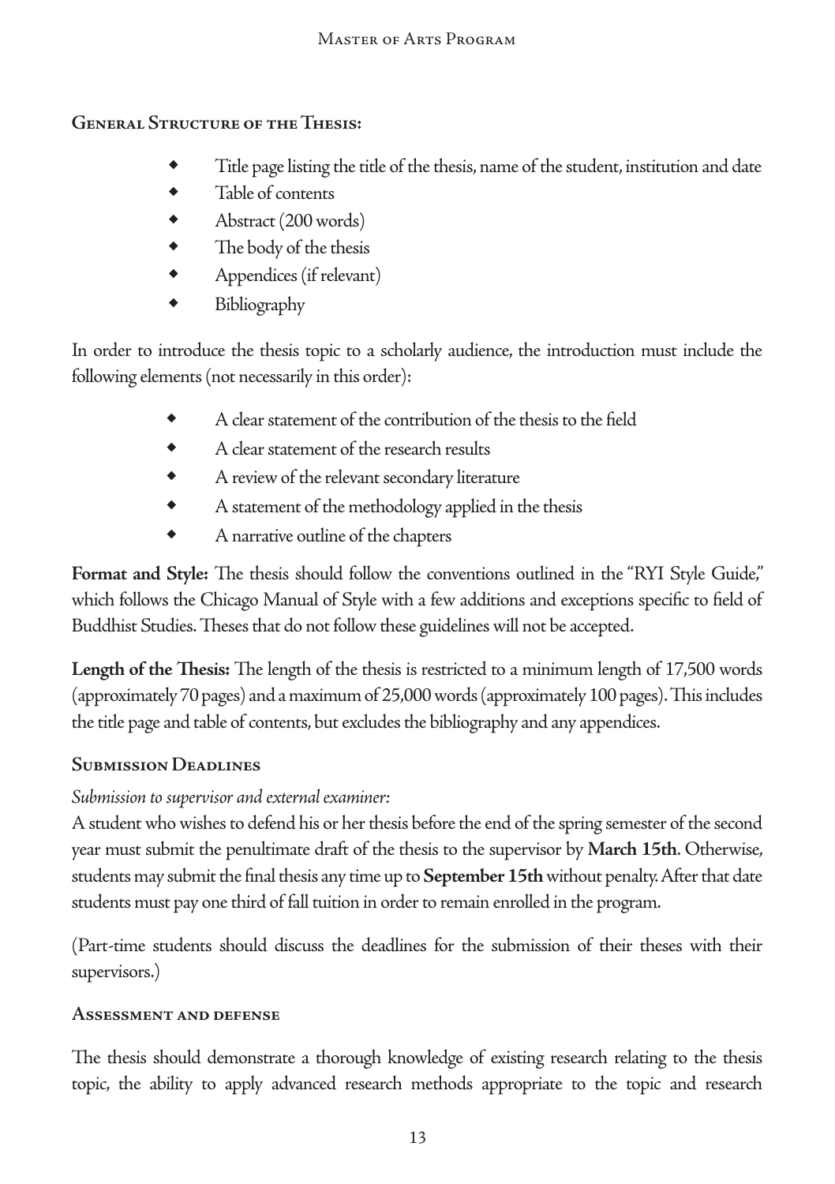### General Structure of the Thesis:

- Title page listing the title of the thesis, name of the student, institution and date
- Table of contents
- Abstract (200 words)
- The body of the thesis
- Appendices (if relevant)
- Bibliography

In order to introduce the thesis topic to a scholarly audience, the introduction must include the following elements (not necessarily in this order):

- A clear statement of the contribution of the thesis to the field
- A clear statement of the research results
- A review of the relevant secondary literature
- A statement of the methodology applied in the thesis
- A narrative outline of the chapters

**Format and Style:** The thesis should follow the conventions outlined in the "RYI Style Guide," which follows the Chicago Manual of Style with a few additions and exceptions specific to field of Buddhist Studies. Theses that do not follow these guidelines will not be accepted.

**Length of the Thesis:** The length of the thesis is restricted to a minimum length of 17,500 words (approximately 70 pages) and a maximum of 25,000 words (approximately 100 pages). This includes the title page and table of contents, but excludes the bibliography and any appendices.

### Submission Deadlines

*Submission to supervisor and external examiner:*

A student who wishes to defend his or her thesis before the end of the spring semester of the second year must submit the penultimate draft of the thesis to the supervisor by **March 15th**. Otherwise, students may submit the final thesis any time up to **September 15th** without penalty. After that date students must pay one third of fall tuition in order to remain enrolled in the program.

(Part-time students should discuss the deadlines for the submission of their theses with their supervisors.)

### Assessment and defense

The thesis should demonstrate a thorough knowledge of existing research relating to the thesis topic, the ability to apply advanced research methods appropriate to the topic and research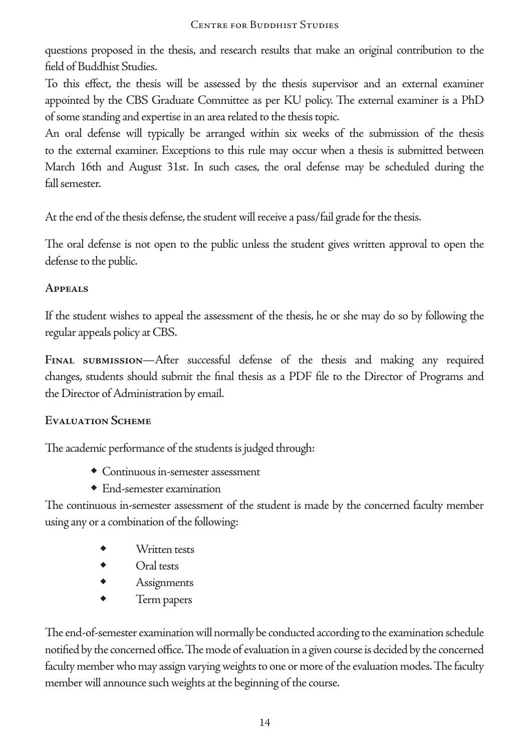questions proposed in the thesis, and research results that make an original contribution to the field of Buddhist Studies.
To this effect, the thesis will be assessed by the thesis supervisor and an external examiner appointed by the CBS Graduate Committee as per KU policy. The external examiner is a PhD of some standing and expertise in an area related to the thesis topic.
An oral defense will typically be arranged within six weeks of the submission of the thesis to the external examiner. Exceptions to this rule may occur when a thesis is submitted between March 16th and August 31st. In such cases, the oral defense may be scheduled during the fall semester.

At the end of the thesis defense, the student will receive a pass/fail grade for the thesis.

The oral defense is not open to the public unless the student gives written approval to open the defense to the public.

### Appeals

If the student wishes to appeal the assessment of the thesis, he or she may do so by following the regular appeals policy at CBS.

**Final submission**—After successful defense of the thesis and making any required changes, students should submit the final thesis as a PDF file to the Director of Programs and the Director of Administration by email.

### Evaluation Scheme

The academic performance of the students is judged through:

- Continuous in-semester assessment
- End-semester examination

The continuous in-semester assessment of the student is made by the concerned faculty member using any or a combination of the following:

- Written tests
- Oral tests
- Assignments
- Term papers

The end-of-semester examination will normally be conducted according to the examination schedule notified by the concerned office. The mode of evaluation in a given course is decided by the concerned faculty member who may assign varying weights to one or more of the evaluation modes. The faculty member will announce such weights at the beginning of the course.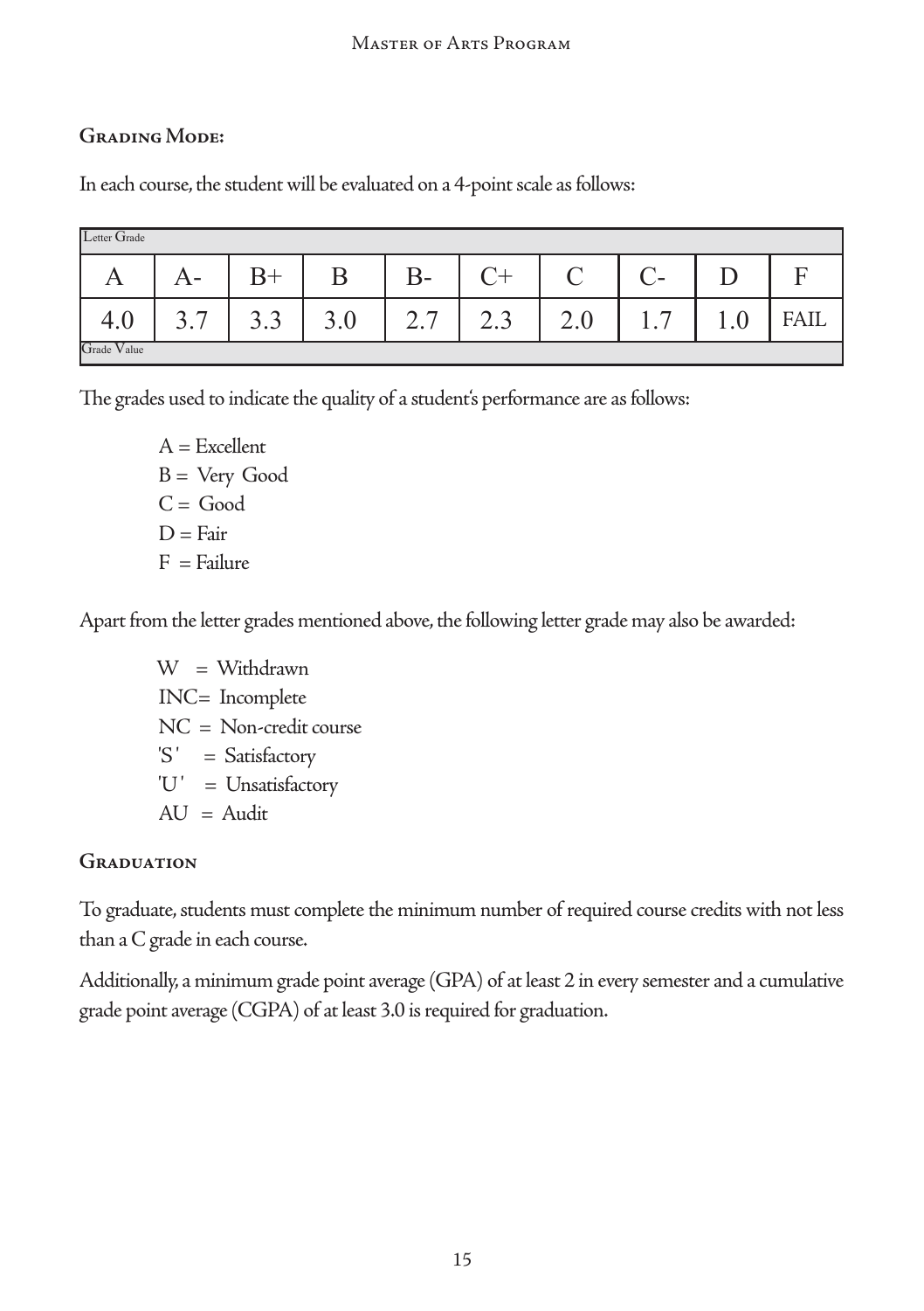## Grading Mode:

In each course, the student will be evaluated on a 4-point scale as follows:

| Letter Grade | | | | | | | | | |
|---|---|---|---|---|---|---|---|---|---|
| A | A- | B+ | B | B- | C+ | C | C- | D | F |
| 4.0 | 3.7 | 3.3 | 3.0 | 2.7 | 2.3 | 2.0 | 1.7 | 1.0 | FAIL |
| Grade Value | | | | | | | | | |

The grades used to indicate the quality of a student's performance are as follows:

A = Excellent
B = Very Good
C = Good
D = Fair
F = Failure

Apart from the letter grades mentioned above, the following letter grade may also be awarded:

W = Withdrawn
INC= Incomplete
NC = Non-credit course
'S' = Satisfactory
'U' = Unsatisfactory
AU = Audit

## Graduation

To graduate, students must complete the minimum number of required course credits with not less than a C grade in each course.

Additionally, a minimum grade point average (GPA) of at least 2 in every semester and a cumulative grade point average (CGPA) of at least 3.0 is required for graduation.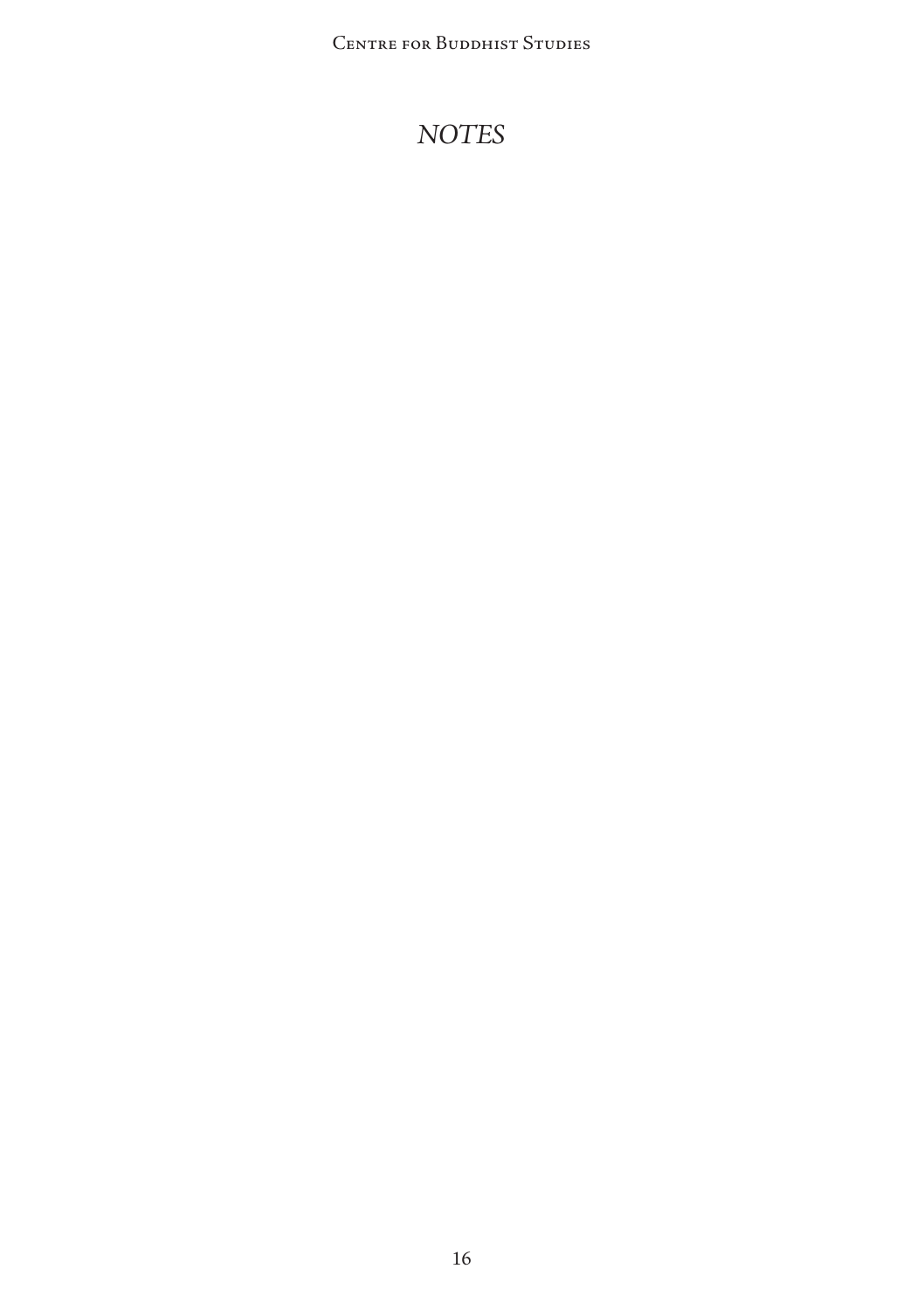# *NOTES*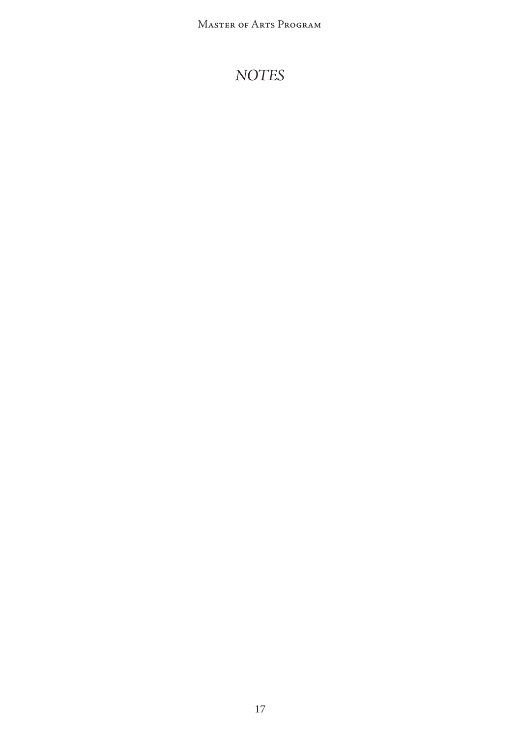# *NOTES*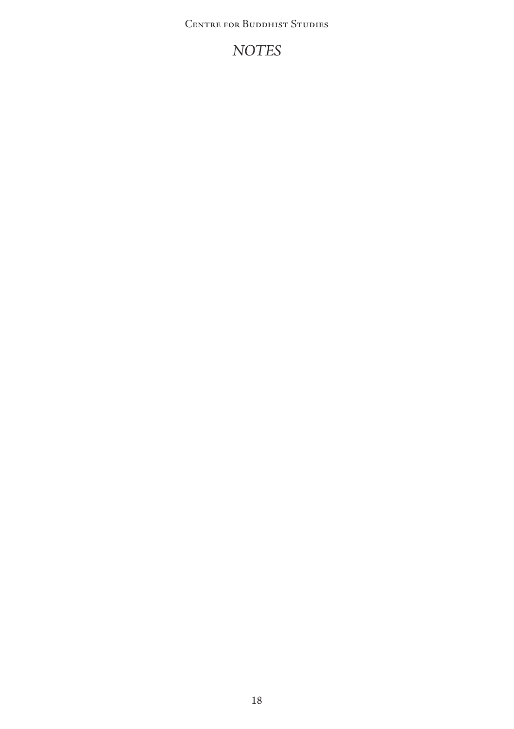# *NOTES*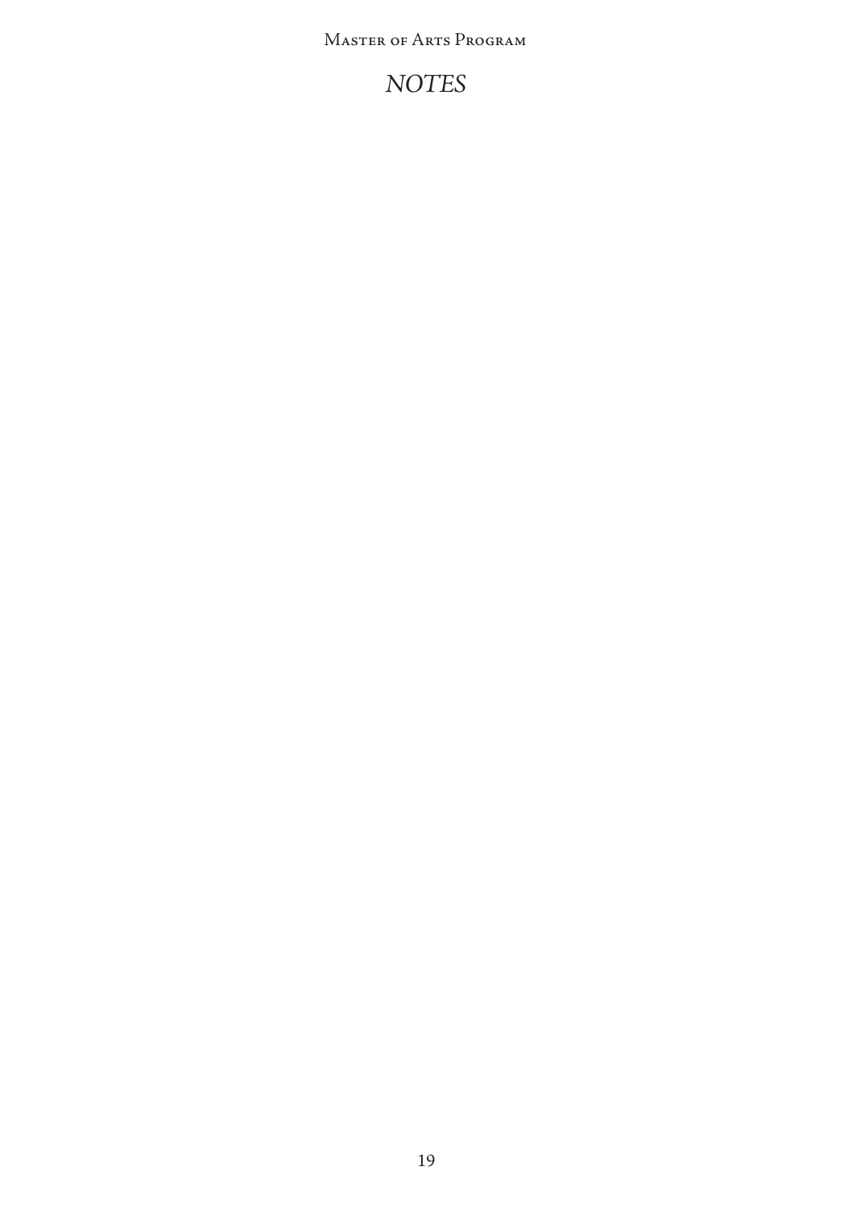# *NOTES*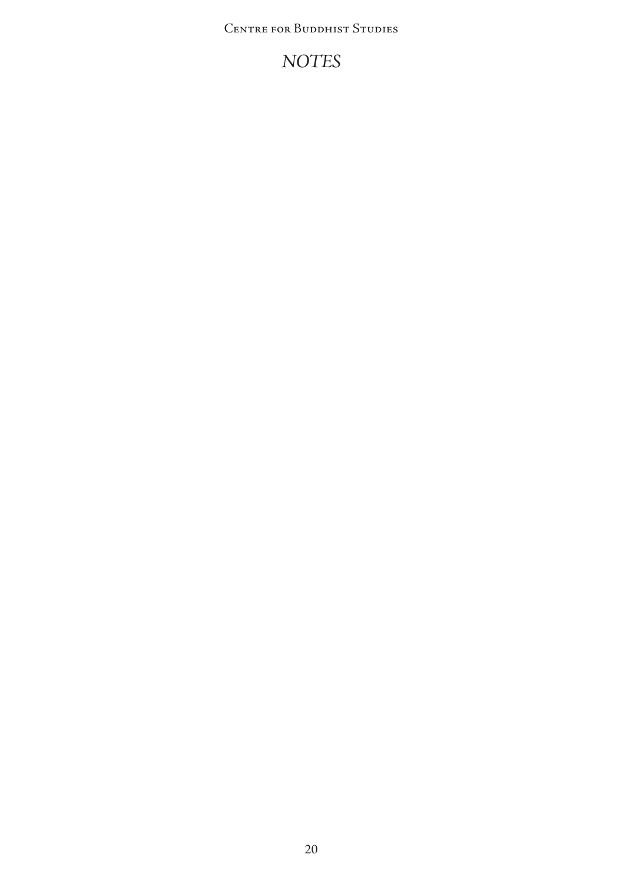# *NOTES*